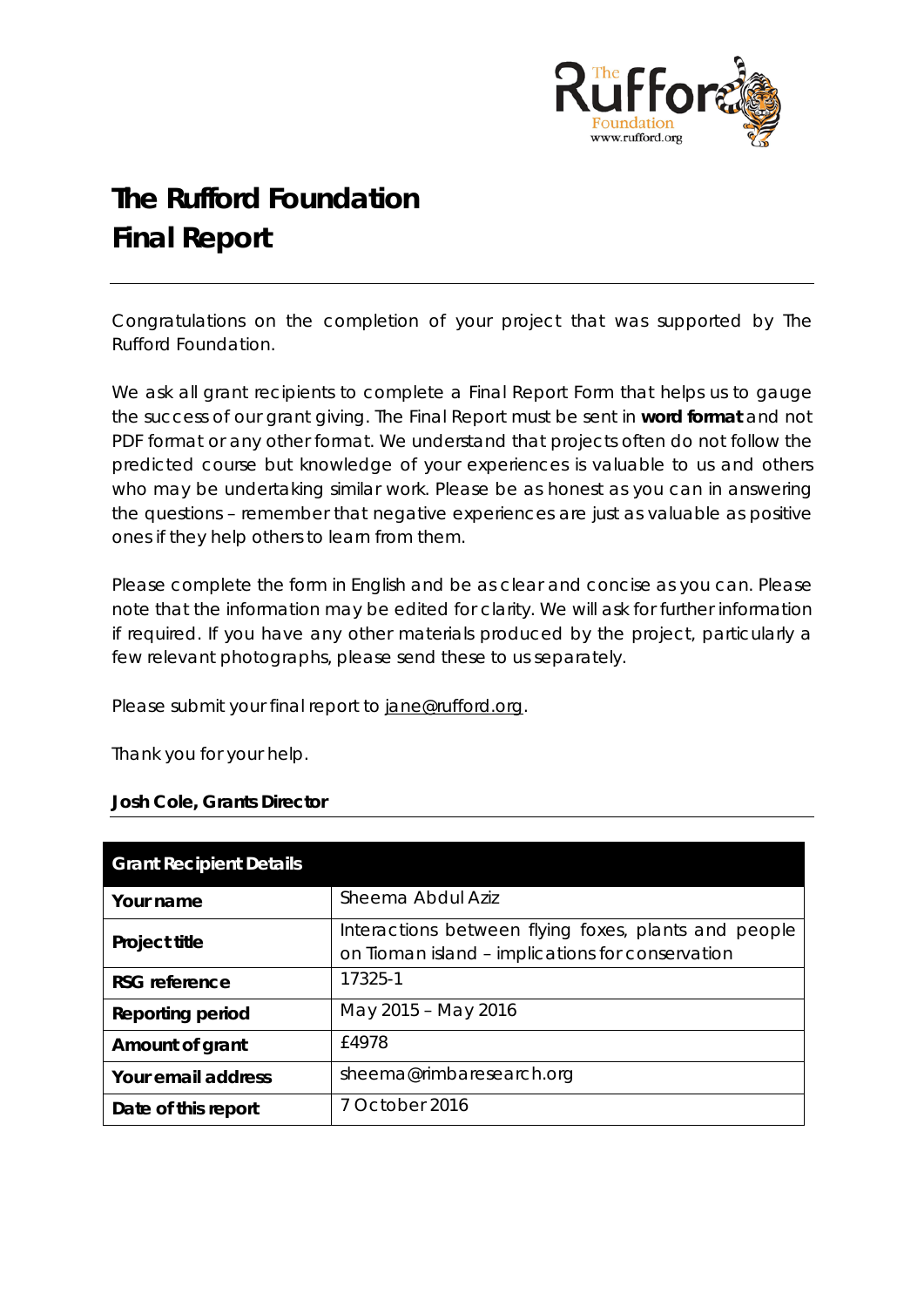# The Rufford Foundation
# Final Report

Congratulations on the completion of your project that was supported by The Rufford Foundation.

We ask all grant recipients to complete a Final Report Form that helps us to gauge the success of our grant giving. The Final Report must be sent in **word format** and not PDF format or any other format. We understand that projects often do not follow the predicted course but knowledge of your experiences is valuable to us and others who may be undertaking similar work. Please be as honest as you can in answering the questions – remember that negative experiences are just as valuable as positive ones if they help others to learn from them.

Please complete the form in English and be as clear and concise as you can. Please note that the information may be edited for clarity. We will ask for further information if required. If you have any other materials produced by the project, particularly a few relevant photographs, please send these to us separately.

Please submit your final report to jane@rufford.org.

Thank you for your help.

**Josh Cole, Grants Director**

| Grant Recipient Details | |
|---|---|
| **Your name** | Sheema Abdul Aziz |
| **Project title** | Interactions between flying foxes, plants and people on Tioman island – implications for conservation |
| **RSG reference** | 17325-1 |
| **Reporting period** | May 2015 – May 2016 |
| **Amount of grant** | £4978 |
| **Your email address** | sheema@rimbaresearch.org |
| **Date of this report** | 7 October 2016 |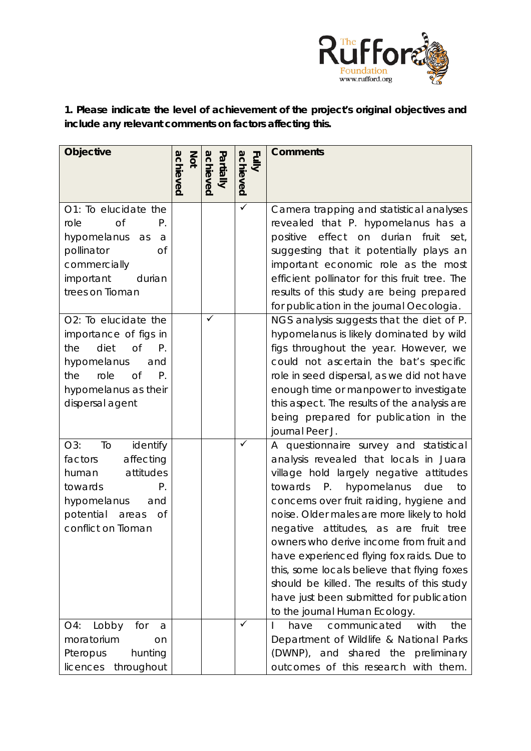**1. Please indicate the level of achievement of the project's original objectives and include any relevant comments on factors affecting this.**

| Objective | Not achieved | Partially achieved | Fully achieved | Comments |
|---|---|---|---|---|
| O1: To elucidate the role of P. hypomelanus as a pollinator of commercially important durian trees on Tioman | | | ✓ | Camera trapping and statistical analyses revealed that P. hypomelanus has a positive effect on durian fruit set, suggesting that it potentially plays an important economic role as the most efficient pollinator for this fruit tree. The results of this study are being prepared for publication in the journal Oecologia. |
| O2: To elucidate the importance of figs in the diet of P. hypomelanus and the role of P. hypomelanus as their dispersal agent | | ✓ | | NGS analysis suggests that the diet of P. hypomelanus is likely dominated by wild figs throughout the year. However, we could not ascertain the bat's specific role in seed dispersal, as we did not have enough time or manpower to investigate this aspect. The results of the analysis are being prepared for publication in the journal Peer J. |
| O3: To identify factors affecting human attitudes towards P. hypomelanus and potential areas of conflict on Tioman | | | ✓ | A questionnaire survey and statistical analysis revealed that locals in Juara village hold largely negative attitudes towards P. hypomelanus due to concerns over fruit raiding, hygiene and noise. Older males are more likely to hold negative attitudes, as are fruit tree owners who derive income from fruit and have experienced flying fox raids. Due to this, some locals believe that flying foxes should be killed. The results of this study have just been submitted for publication to the journal Human Ecology. |
| O4: Lobby for a moratorium on Pteropus hunting licences throughout | | | ✓ | I have communicated with the Department of Wildlife & National Parks (DWNP), and shared the preliminary outcomes of this research with them. |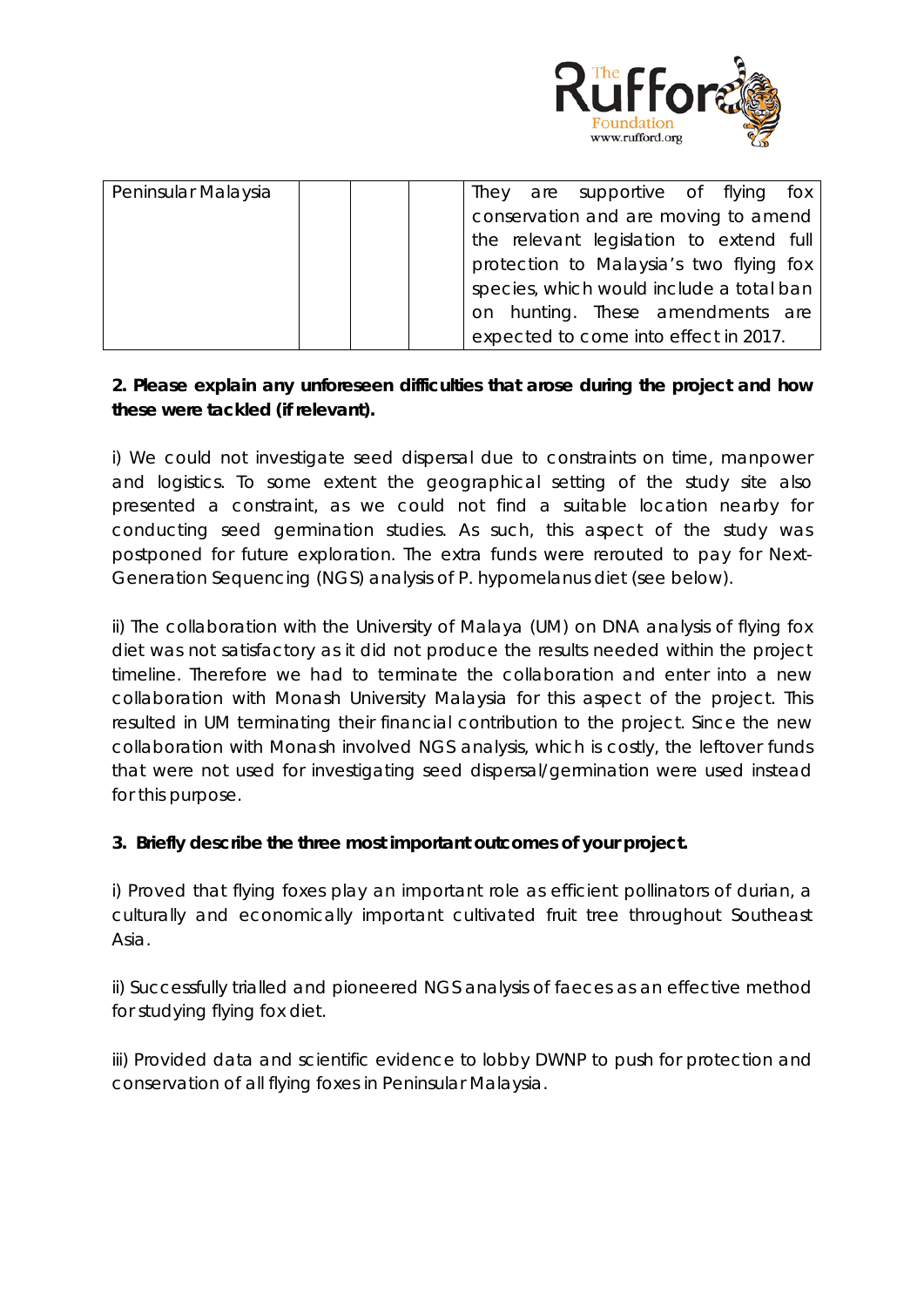| Peninsular Malaysia | | | | They are supportive of flying fox conservation and are moving to amend the relevant legislation to extend full protection to Malaysia's two flying fox species, which would include a total ban on hunting. These amendments are expected to come into effect in 2017. |
|---|---|---|---|---|

**2. Please explain any unforeseen difficulties that arose during the project and how these were tackled (if relevant).**

i) We could not investigate seed dispersal due to constraints on time, manpower and logistics. To some extent the geographical setting of the study site also presented a constraint, as we could not find a suitable location nearby for conducting seed germination studies. As such, this aspect of the study was postponed for future exploration. The extra funds were rerouted to pay for Next-Generation Sequencing (NGS) analysis of P. hypomelanus diet (see below).

ii) The collaboration with the University of Malaya (UM) on DNA analysis of flying fox diet was not satisfactory as it did not produce the results needed within the project timeline. Therefore we had to terminate the collaboration and enter into a new collaboration with Monash University Malaysia for this aspect of the project. This resulted in UM terminating their financial contribution to the project. Since the new collaboration with Monash involved NGS analysis, which is costly, the leftover funds that were not used for investigating seed dispersal/germination were used instead for this purpose.

**3. Briefly describe the three most important outcomes of your project.**

i) Proved that flying foxes play an important role as efficient pollinators of durian, a culturally and economically important cultivated fruit tree throughout Southeast Asia.

ii) Successfully trialled and pioneered NGS analysis of faeces as an effective method for studying flying fox diet.

iii) Provided data and scientific evidence to lobby DWNP to push for protection and conservation of all flying foxes in Peninsular Malaysia.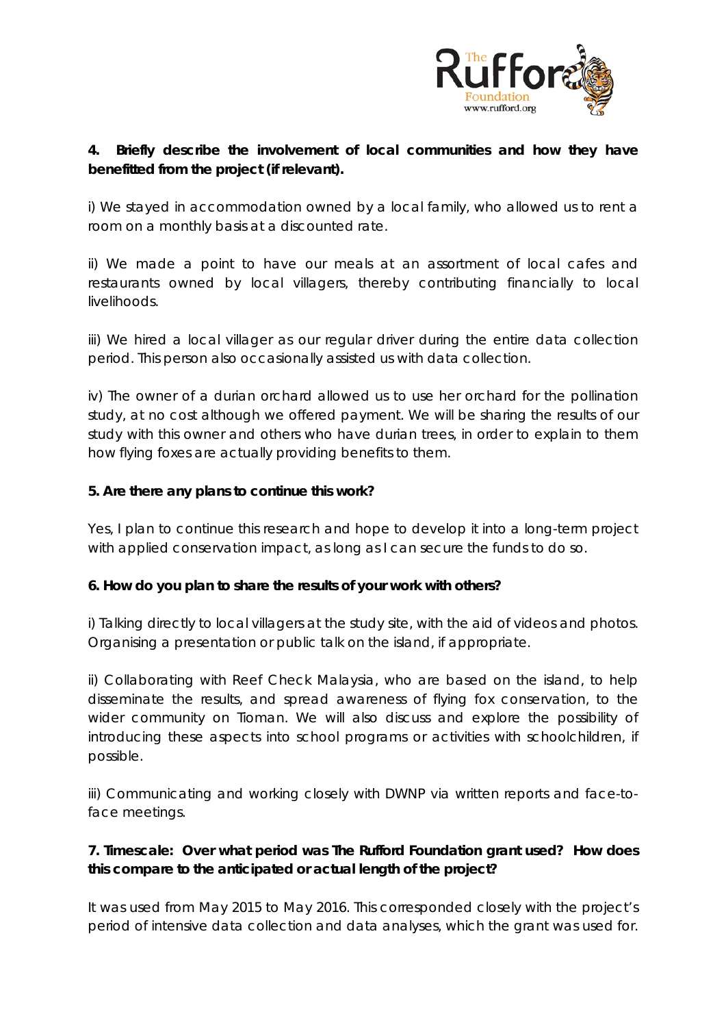**4. Briefly describe the involvement of local communities and how they have benefitted from the project (if relevant).**

i) We stayed in accommodation owned by a local family, who allowed us to rent a room on a monthly basis at a discounted rate.

ii) We made a point to have our meals at an assortment of local cafes and restaurants owned by local villagers, thereby contributing financially to local livelihoods.

iii) We hired a local villager as our regular driver during the entire data collection period. This person also occasionally assisted us with data collection.

iv) The owner of a durian orchard allowed us to use her orchard for the pollination study, at no cost although we offered payment. We will be sharing the results of our study with this owner and others who have durian trees, in order to explain to them how flying foxes are actually providing benefits to them.

**5. Are there any plans to continue this work?**

Yes, I plan to continue this research and hope to develop it into a long-term project with applied conservation impact, as long as I can secure the funds to do so.

**6. How do you plan to share the results of your work with others?**

i) Talking directly to local villagers at the study site, with the aid of videos and photos. Organising a presentation or public talk on the island, if appropriate.

ii) Collaborating with Reef Check Malaysia, who are based on the island, to help disseminate the results, and spread awareness of flying fox conservation, to the wider community on Tioman. We will also discuss and explore the possibility of introducing these aspects into school programs or activities with schoolchildren, if possible.

iii) Communicating and working closely with DWNP via written reports and face-to-face meetings.

**7. Timescale: Over what period was The Rufford Foundation grant used? How does this compare to the anticipated or actual length of the project?**

It was used from May 2015 to May 2016. This corresponded closely with the project's period of intensive data collection and data analyses, which the grant was used for.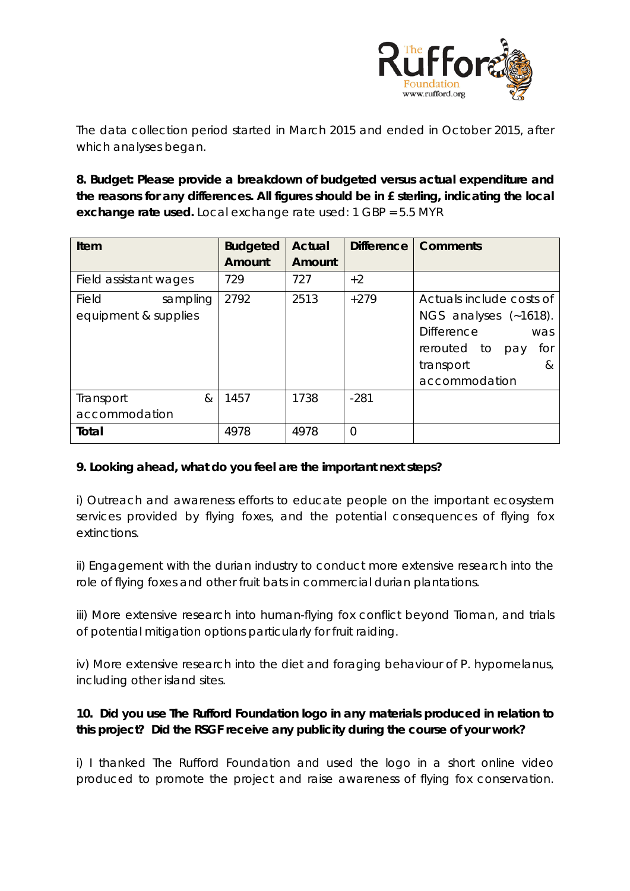The data collection period started in March 2015 and ended in October 2015, after which analyses began.

**8. Budget: Please provide a breakdown of budgeted versus actual expenditure and the reasons for any differences. All figures should be in £ sterling, indicating the local exchange rate used.** Local exchange rate used: 1 GBP = 5.5 MYR

| Item | Budgeted Amount | Actual Amount | Difference | Comments |
|---|---|---|---|---|
| Field assistant wages | 729 | 727 | +2 | |
| Field sampling equipment & supplies | 2792 | 2513 | +279 | Actuals include costs of NGS analyses (~1618). Difference was rerouted to pay for transport & accommodation |
| Transport & accommodation | 1457 | 1738 | -281 | |
| **Total** | 4978 | 4978 | 0 | |

**9. Looking ahead, what do you feel are the important next steps?**

i) Outreach and awareness efforts to educate people on the important ecosystem services provided by flying foxes, and the potential consequences of flying fox extinctions.

ii) Engagement with the durian industry to conduct more extensive research into the role of flying foxes and other fruit bats in commercial durian plantations.

iii) More extensive research into human-flying fox conflict beyond Tioman, and trials of potential mitigation options particularly for fruit raiding.

iv) More extensive research into the diet and foraging behaviour of P. hypomelanus, including other island sites.

**10. Did you use The Rufford Foundation logo in any materials produced in relation to this project? Did the RSGF receive any publicity during the course of your work?**

i) I thanked The Rufford Foundation and used the logo in a short online video produced to promote the project and raise awareness of flying fox conservation.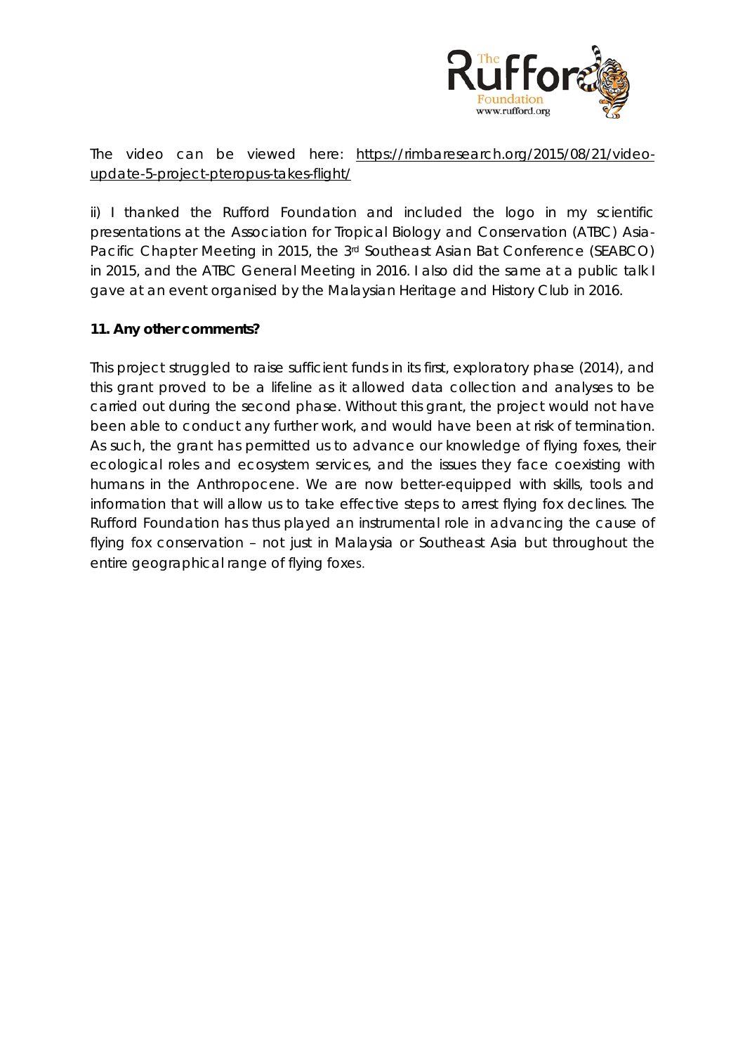The video can be viewed here: https://rimbaresearch.org/2015/08/21/video-update-5-project-pteropus-takes-flight/

ii) I thanked the Rufford Foundation and included the logo in my scientific presentations at the Association for Tropical Biology and Conservation (ATBC) Asia-Pacific Chapter Meeting in 2015, the 3rd Southeast Asian Bat Conference (SEABCO) in 2015, and the ATBC General Meeting in 2016. I also did the same at a public talk I gave at an event organised by the Malaysian Heritage and History Club in 2016.

**11. Any other comments?**

This project struggled to raise sufficient funds in its first, exploratory phase (2014), and this grant proved to be a lifeline as it allowed data collection and analyses to be carried out during the second phase. Without this grant, the project would not have been able to conduct any further work, and would have been at risk of termination. As such, the grant has permitted us to advance our knowledge of flying foxes, their ecological roles and ecosystem services, and the issues they face coexisting with humans in the Anthropocene. We are now better-equipped with skills, tools and information that will allow us to take effective steps to arrest flying fox declines. The Rufford Foundation has thus played an instrumental role in advancing the cause of flying fox conservation – not just in Malaysia or Southeast Asia but throughout the entire geographical range of flying foxes.